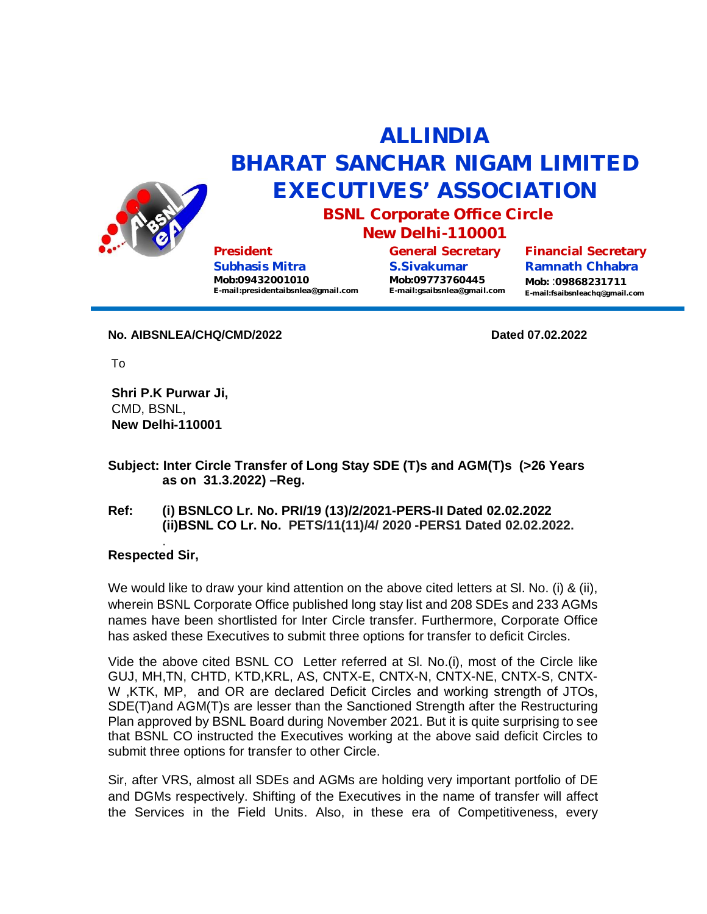# ALLINDIA
# BHARAT SANCHAR NIGAM LIMITED
# EXECUTIVES' ASSOCIATION

## BSNL Corporate Office Circle
## New Delhi-110001

**President**
**Subhasis Mitra**
**Mob:09432001010**
**E-mail:presidentaibsnlea@gmail.com**

**General Secretary**
**S.Sivakumar**
**Mob:09773760445**
**E-mail:gsaibsnlea@gmail.com**

**Financial Secretary**
**Ramnath Chhabra**
**Mob: :09868231711**
**E-mail:fsaibsnleachq@gmail.com**

---

**No. AIBSNLEA/CHQ/CMD/2022** **Dated 07.02.2022**

To

**Shri P.K Purwar Ji,**
CMD, BSNL,
**New Delhi-110001**

**Subject: Inter Circle Transfer of Long Stay SDE (T)s and AGM(T)s (>26 Years as on 31.3.2022) –Reg.**

**Ref: (i) BSNLCO Lr. No. PRI/19 (13)/2/2021-PERS-II Dated 02.02.2022**
**(ii)BSNL CO Lr. No. PETS/11(11)/4/ 2020 -PERS1 Dated 02.02.2022.**

**Respected Sir,**

We would like to draw your kind attention on the above cited letters at Sl. No. (i) & (ii), wherein BSNL Corporate Office published long stay list and 208 SDEs and 233 AGMs names have been shortlisted for Inter Circle transfer. Furthermore, Corporate Office has asked these Executives to submit three options for transfer to deficit Circles.

Vide the above cited BSNL CO Letter referred at Sl. No.(i), most of the Circle like GUJ, MH,TN, CHTD, KTD,KRL, AS, CNTX-E, CNTX-N, CNTX-NE, CNTX-S, CNTX-W ,KTK, MP, and OR are declared Deficit Circles and working strength of JTOs, SDE(T)and AGM(T)s are lesser than the Sanctioned Strength after the Restructuring Plan approved by BSNL Board during November 2021. But it is quite surprising to see that BSNL CO instructed the Executives working at the above said deficit Circles to submit three options for transfer to other Circle.

Sir, after VRS, almost all SDEs and AGMs are holding very important portfolio of DE and DGMs respectively. Shifting of the Executives in the name of transfer will affect the Services in the Field Units. Also, in these era of Competitiveness, every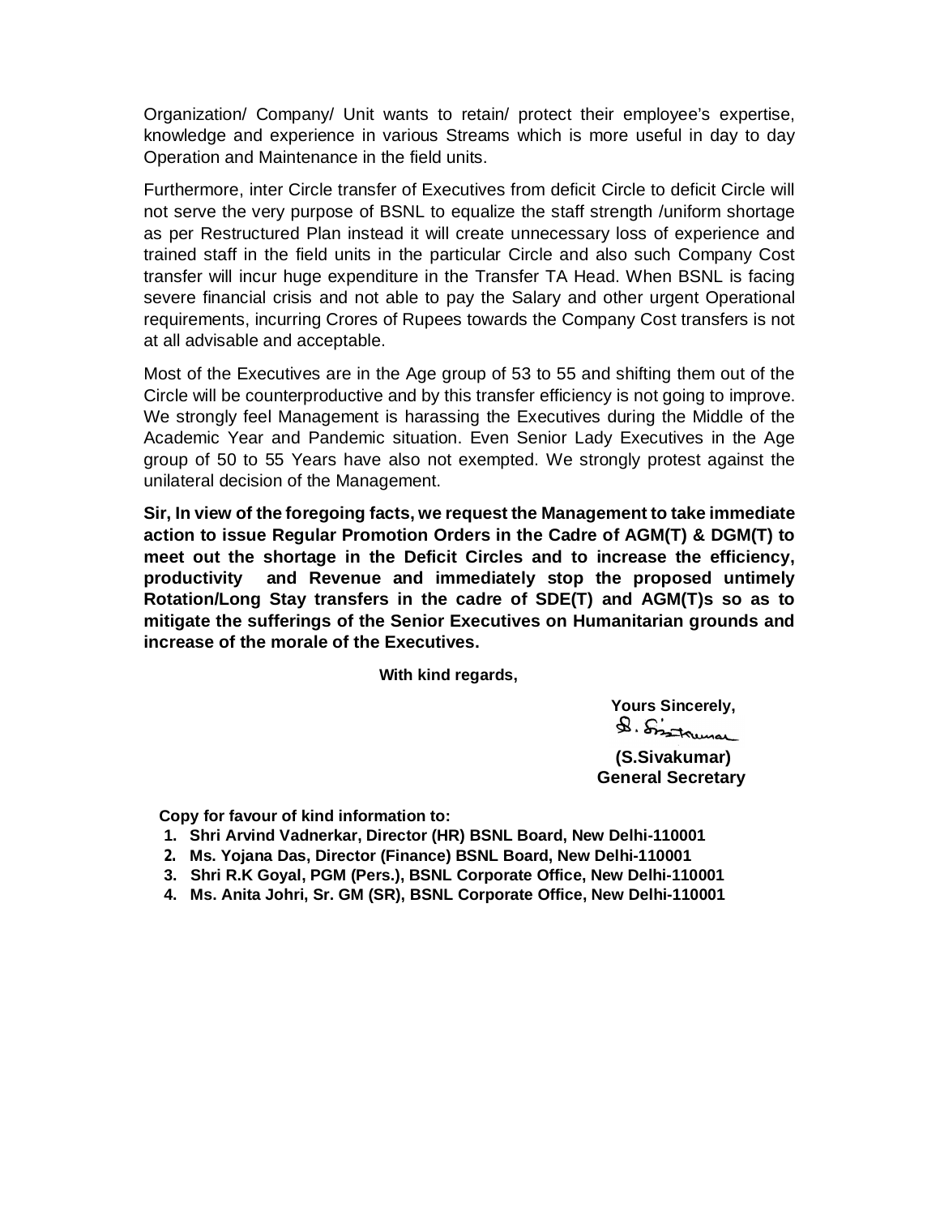Organization/ Company/ Unit wants to retain/ protect their employee's expertise, knowledge and experience in various Streams which is more useful in day to day Operation and Maintenance in the field units.

Furthermore, inter Circle transfer of Executives from deficit Circle to deficit Circle will not serve the very purpose of BSNL to equalize the staff strength /uniform shortage as per Restructured Plan instead it will create unnecessary loss of experience and trained staff in the field units in the particular Circle and also such Company Cost transfer will incur huge expenditure in the Transfer TA Head. When BSNL is facing severe financial crisis and not able to pay the Salary and other urgent Operational requirements, incurring Crores of Rupees towards the Company Cost transfers is not at all advisable and acceptable.

Most of the Executives are in the Age group of 53 to 55 and shifting them out of the Circle will be counterproductive and by this transfer efficiency is not going to improve. We strongly feel Management is harassing the Executives during the Middle of the Academic Year and Pandemic situation. Even Senior Lady Executives in the Age group of 50 to 55 Years have also not exempted. We strongly protest against the unilateral decision of the Management.

**Sir, In view of the foregoing facts, we request the Management to take immediate action to issue Regular Promotion Orders in the Cadre of AGM(T) & DGM(T) to meet out the shortage in the Deficit Circles and to increase the efficiency, productivity and Revenue and immediately stop the proposed untimely Rotation/Long Stay transfers in the cadre of SDE(T) and AGM(T)s so as to mitigate the sufferings of the Senior Executives on Humanitarian grounds and increase of the morale of the Executives.**

**With kind regards,**

**Yours Sincerely,**

S. Sivakumar

**(S.Sivakumar)**
**General Secretary**

**Copy for favour of kind information to:**

1. **Shri Arvind Vadnerkar, Director (HR) BSNL Board, New Delhi-110001**
2. **Ms. Yojana Das, Director (Finance) BSNL Board, New Delhi-110001**
3. **Shri R.K Goyal, PGM (Pers.), BSNL Corporate Office, New Delhi-110001**
4. **Ms. Anita Johri, Sr. GM (SR), BSNL Corporate Office, New Delhi-110001**